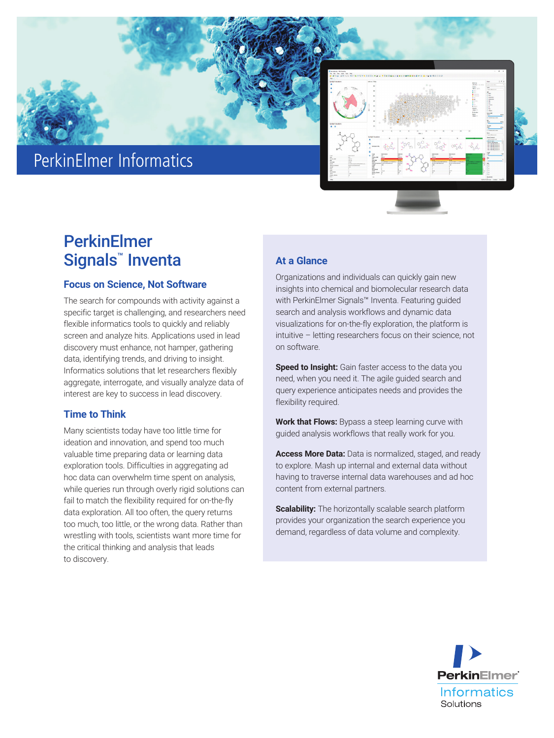PerkinElmer Informatics

# PerkinElmer Signals™ Inventa

## Focus on Science, Not Software

The search for compounds with activity against a specific target is challenging, and researchers need flexible informatics tools to quickly and reliably screen and analyze hits. Applications used in lead discovery must enhance, not hamper, gathering data, identifying trends, and driving to insight. Informatics solutions that let researchers flexibly aggregate, interrogate, and visually analyze data of interest are key to success in lead discovery.

## Time to Think

Many scientists today have too little time for ideation and innovation, and spend too much valuable time preparing data or learning data exploration tools. Difficulties in aggregating ad hoc data can overwhelm time spent on analysis, while queries run through overly rigid solutions can fail to match the flexibility required for on-the-fly data exploration. All too often, the query returns too much, too little, or the wrong data. Rather than wrestling with tools, scientists want more time for the critical thinking and analysis that leads to discovery.

## At a Glance

Organizations and individuals can quickly gain new insights into chemical and biomolecular research data with PerkinElmer Signals™ Inventa. Featuring guided search and analysis workflows and dynamic data visualizations for on-the-fly exploration, the platform is intuitive – letting researchers focus on their science, not on software.

**Speed to Insight:** Gain faster access to the data you need, when you need it. The agile guided search and query experience anticipates needs and provides the flexibility required.

**Work that Flows:** Bypass a steep learning curve with guided analysis workflows that really work for you.

**Access More Data:** Data is normalized, staged, and ready to explore. Mash up internal and external data without having to traverse internal data warehouses and ad hoc content from external partners.

**Scalability:** The horizontally scalable search platform provides your organization the search experience you demand, regardless of data volume and complexity.

PerkinElmer Informatics Solutions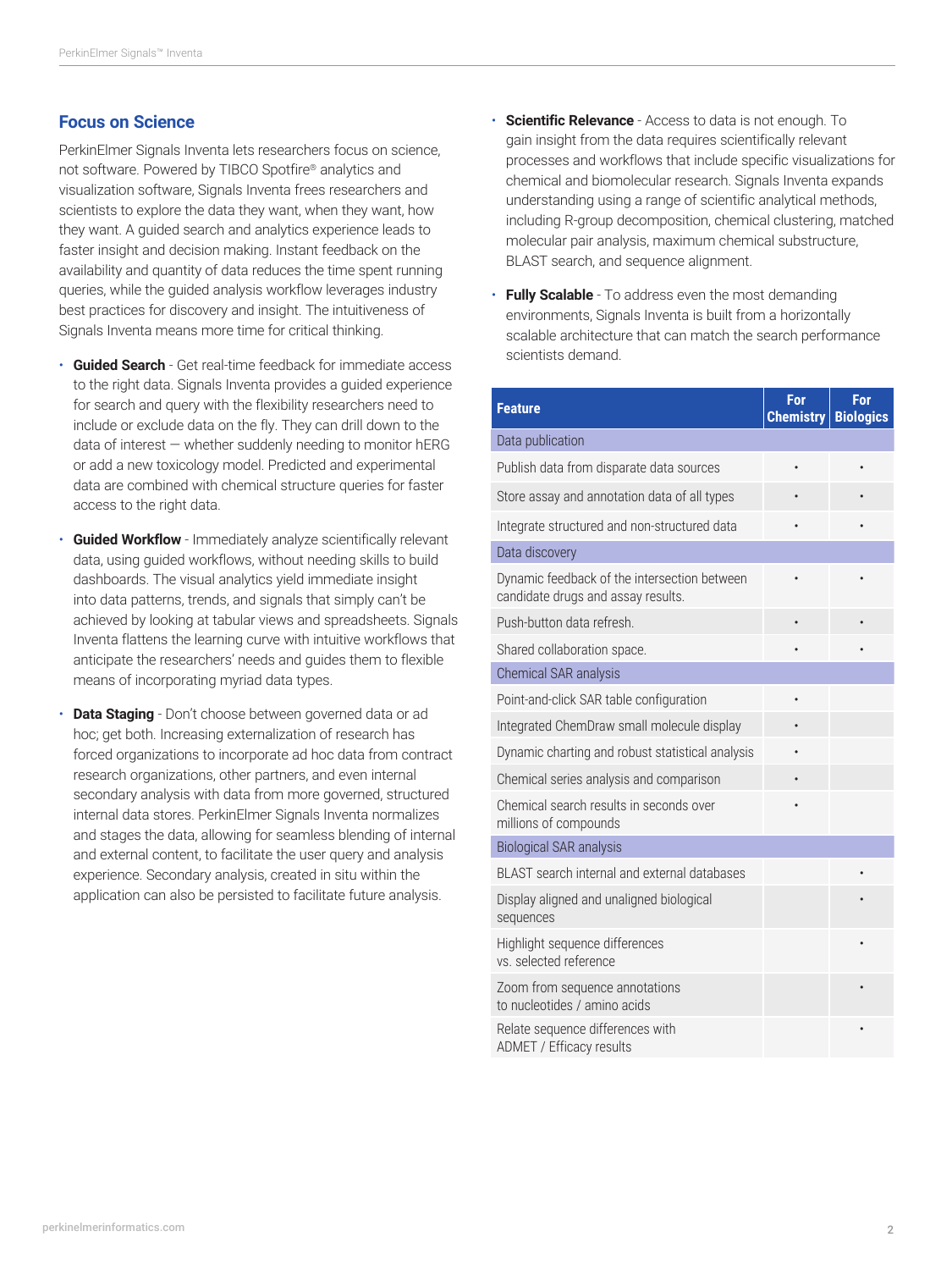## Focus on Science

PerkinElmer Signals Inventa lets researchers focus on science, not software. Powered by TIBCO Spotfire® analytics and visualization software, Signals Inventa frees researchers and scientists to explore the data they want, when they want, how they want. A guided search and analytics experience leads to faster insight and decision making. Instant feedback on the availability and quantity of data reduces the time spent running queries, while the guided analysis workflow leverages industry best practices for discovery and insight. The intuitiveness of Signals Inventa means more time for critical thinking.

- **Guided Search** - Get real-time feedback for immediate access to the right data. Signals Inventa provides a guided experience for search and query with the flexibility researchers need to include or exclude data on the fly. They can drill down to the data of interest — whether suddenly needing to monitor hERG or add a new toxicology model. Predicted and experimental data are combined with chemical structure queries for faster access to the right data.
- **Guided Workflow** - Immediately analyze scientifically relevant data, using guided workflows, without needing skills to build dashboards. The visual analytics yield immediate insight into data patterns, trends, and signals that simply can't be achieved by looking at tabular views and spreadsheets. Signals Inventa flattens the learning curve with intuitive workflows that anticipate the researchers' needs and guides them to flexible means of incorporating myriad data types.
- **Data Staging** - Don't choose between governed data or ad hoc; get both. Increasing externalization of research has forced organizations to incorporate ad hoc data from contract research organizations, other partners, and even internal secondary analysis with data from more governed, structured internal data stores. PerkinElmer Signals Inventa normalizes and stages the data, allowing for seamless blending of internal and external content, to facilitate the user query and analysis experience. Secondary analysis, created in situ within the application can also be persisted to facilitate future analysis.
- **Scientific Relevance** - Access to data is not enough. To gain insight from the data requires scientifically relevant processes and workflows that include specific visualizations for chemical and biomolecular research. Signals Inventa expands understanding using a range of scientific analytical methods, including R-group decomposition, chemical clustering, matched molecular pair analysis, maximum chemical substructure, BLAST search, and sequence alignment.
- **Fully Scalable** - To address even the most demanding environments, Signals Inventa is built from a horizontally scalable architecture that can match the search performance scientists demand.

| Feature | For Chemistry | For Biologics |
|---|---|---|
| Data publication | | |
| Publish data from disparate data sources | • | • |
| Store assay and annotation data of all types | • | • |
| Integrate structured and non-structured data | • | • |
| Data discovery | | |
| Dynamic feedback of the intersection between candidate drugs and assay results. | • | • |
| Push-button data refresh. | • | • |
| Shared collaboration space. | • | • |
| Chemical SAR analysis | | |
| Point-and-click SAR table configuration | • | |
| Integrated ChemDraw small molecule display | • | |
| Dynamic charting and robust statistical analysis | • | |
| Chemical series analysis and comparison | • | |
| Chemical search results in seconds over millions of compounds | • | |
| Biological SAR analysis | | |
| BLAST search internal and external databases | | • |
| Display aligned and unaligned biological sequences | | • |
| Highlight sequence differences vs. selected reference | | • |
| Zoom from sequence annotations to nucleotides / amino acids | | • |
| Relate sequence differences with ADMET / Efficacy results | | • |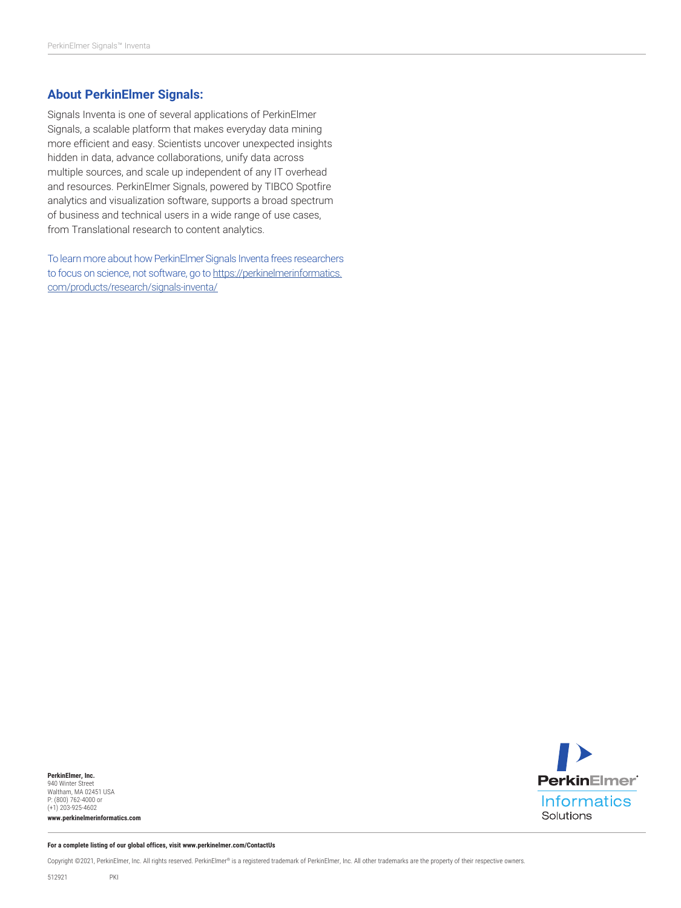## About PerkinElmer Signals:

Signals Inventa is one of several applications of PerkinElmer Signals, a scalable platform that makes everyday data mining more efficient and easy. Scientists uncover unexpected insights hidden in data, advance collaborations, unify data across multiple sources, and scale up independent of any IT overhead and resources. PerkinElmer Signals, powered by TIBCO Spotfire analytics and visualization software, supports a broad spectrum of business and technical users in a wide range of use cases, from Translational research to content analytics.

To learn more about how PerkinElmer Signals Inventa frees researchers to focus on science, not software, go to https://perkinelmerinformatics.com/products/research/signals-inventa/

**PerkinElmer, Inc.**
940 Winter Street
Waltham, MA 02451 USA
P: (800) 762-4000 or
(+1) 203-925-4602
**www.perkinelmerinformatics.com**

PerkinElmer Informatics Solutions

**For a complete listing of our global offices, visit www.perkinelmer.com/ContactUs**

Copyright ©2021, PerkinElmer, Inc. All rights reserved. PerkinElmer® is a registered trademark of PerkinElmer, Inc. All other trademarks are the property of their respective owners.

512921 PKI